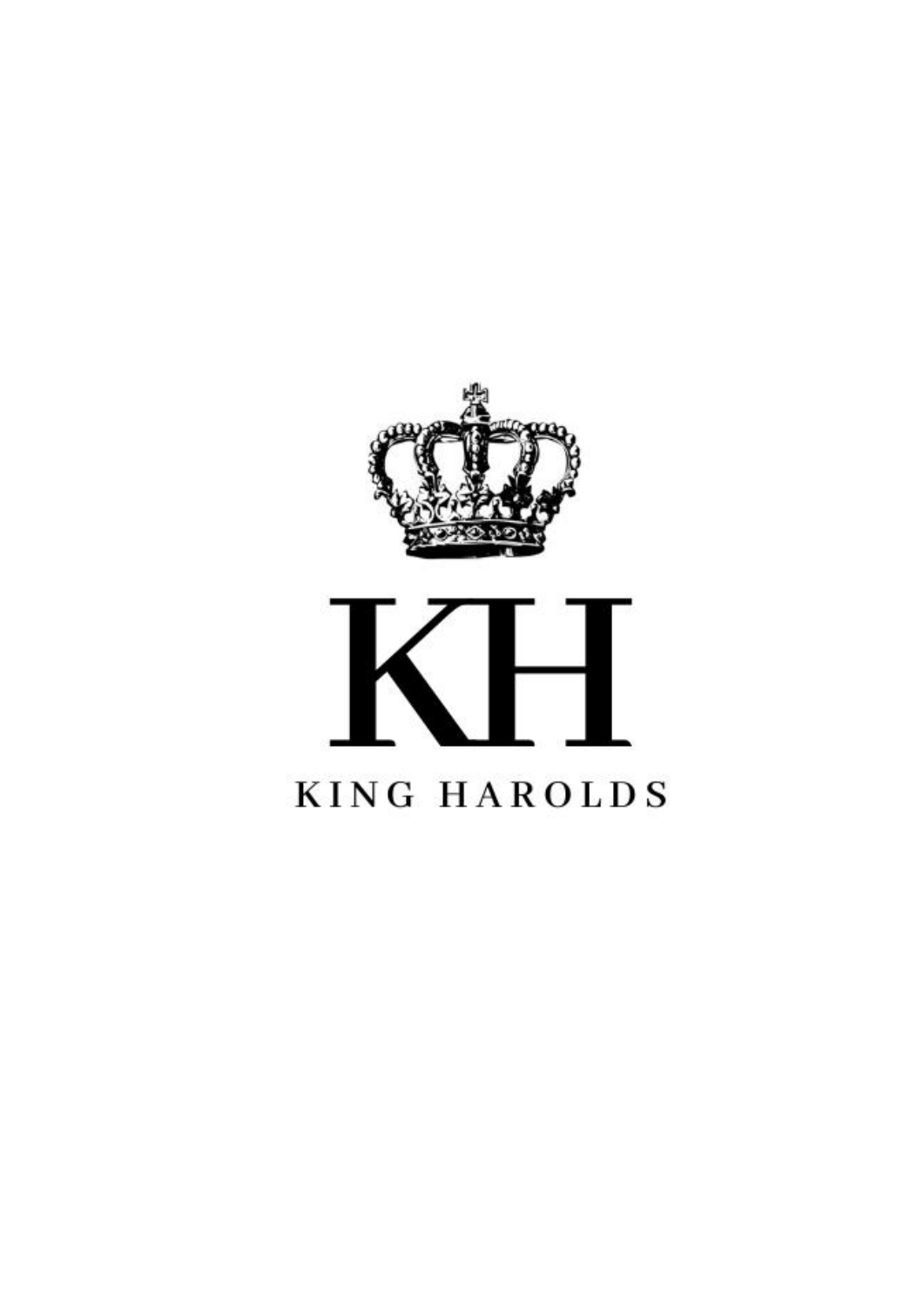KH

KING HAROLDS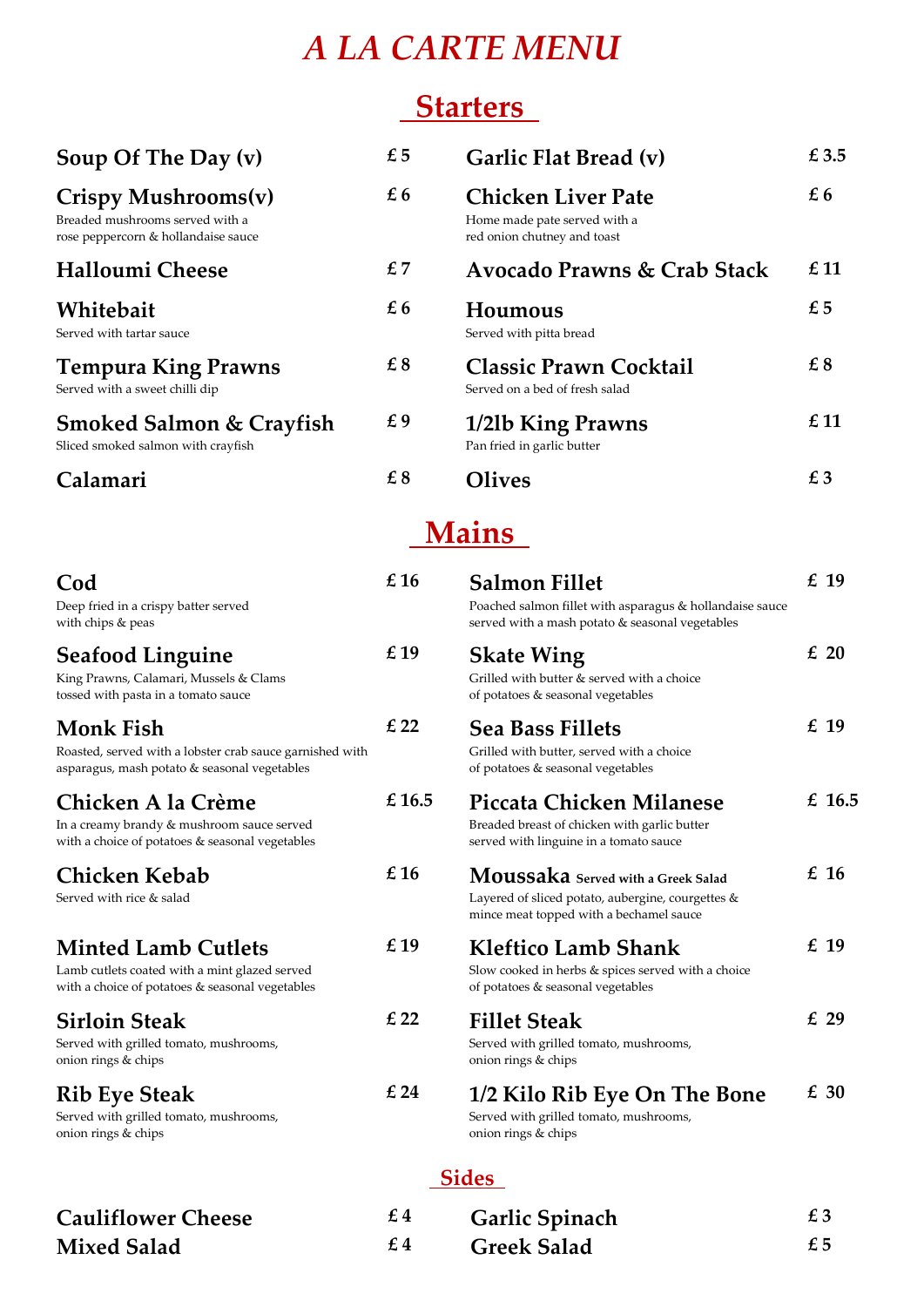# A LA CARTE MENU

## Starters

**Soup Of The Day (v)** £ 5

**Crispy Mushrooms(v)** £ 6
Breaded mushrooms served with a rose peppercorn & hollandaise sauce

**Halloumi Cheese** £ 7

**Whitebait** £ 6
Served with tartar sauce

**Tempura King Prawns** £ 8
Served with a sweet chilli dip

**Smoked Salmon & Crayfish** £ 9
Sliced smoked salmon with crayfish

**Calamari** £ 8

**Garlic Flat Bread (v)** £ 3.5

**Chicken Liver Pate** £ 6
Home made pate served with a red onion chutney and toast

**Avocado Prawns & Crab Stack** £ 11

**Houmous** £ 5
Served with pitta bread

**Classic Prawn Cocktail** £ 8
Served on a bed of fresh salad

**1/2lb King Prawns** £ 11
Pan fried in garlic butter

**Olives** £ 3

## Mains

**Cod** £ 16
Deep fried in a crispy batter served with chips & peas

**Seafood Linguine** £ 19
King Prawns, Calamari, Mussels & Clams tossed with pasta in a tomato sauce

**Monk Fish** £ 22
Roasted, served with a lobster crab sauce garnished with asparagus, mash potato & seasonal vegetables

**Chicken A la Crème** £ 16.5
In a creamy brandy & mushroom sauce served with a choice of potatoes & seasonal vegetables

**Chicken Kebab** £ 16
Served with rice & salad

**Minted Lamb Cutlets** £ 19
Lamb cutlets coated with a mint glazed served with a choice of potatoes & seasonal vegetables

**Sirloin Steak** £ 22
Served with grilled tomato, mushrooms, onion rings & chips

**Rib Eye Steak** £ 24
Served with grilled tomato, mushrooms, onion rings & chips

**Salmon Fillet** £ 19
Poached salmon fillet with asparagus & hollandaise sauce served with a mash potato & seasonal vegetables

**Skate Wing** £ 20
Grilled with butter & served with a choice of potatoes & seasonal vegetables

**Sea Bass Fillets** £ 19
Grilled with butter, served with a choice of potatoes & seasonal vegetables

**Piccata Chicken Milanese** £ 16.5
Breaded breast of chicken with garlic butter served with linguine in a tomato sauce

**Moussaka** Served with a Greek Salad £ 16
Layered of sliced potato, aubergine, courgettes & mince meat topped with a bechamel sauce

**Kleftico Lamb Shank** £ 19
Slow cooked in herbs & spices served with a choice of potatoes & seasonal vegetables

**Fillet Steak** £ 29
Served with grilled tomato, mushrooms, onion rings & chips

**1/2 Kilo Rib Eye On The Bone** £ 30
Served with grilled tomato, mushrooms, onion rings & chips

### Sides

**Cauliflower Cheese** £ 4

**Mixed Salad** £ 4

**Garlic Spinach** £ 3

**Greek Salad** £ 5